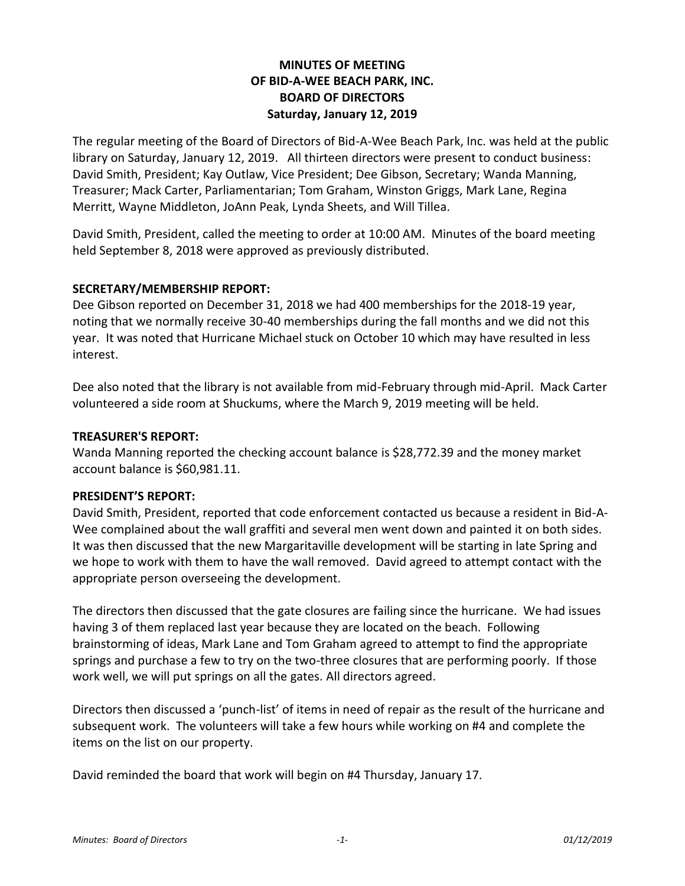# MINUTES OF MEETING
# OF BID-A-WEE BEACH PARK, INC.
# BOARD OF DIRECTORS
## Saturday, January 12, 2019

The regular meeting of the Board of Directors of Bid-A-Wee Beach Park, Inc. was held at the public library on Saturday, January 12, 2019. All thirteen directors were present to conduct business: David Smith, President; Kay Outlaw, Vice President; Dee Gibson, Secretary; Wanda Manning, Treasurer; Mack Carter, Parliamentarian; Tom Graham, Winston Griggs, Mark Lane, Regina Merritt, Wayne Middleton, JoAnn Peak, Lynda Sheets, and Will Tillea.

David Smith, President, called the meeting to order at 10:00 AM. Minutes of the board meeting held September 8, 2018 were approved as previously distributed.

**SECRETARY/MEMBERSHIP REPORT:**

Dee Gibson reported on December 31, 2018 we had 400 memberships for the 2018-19 year, noting that we normally receive 30-40 memberships during the fall months and we did not this year. It was noted that Hurricane Michael stuck on October 10 which may have resulted in less interest.

Dee also noted that the library is not available from mid-February through mid-April. Mack Carter volunteered a side room at Shuckums, where the March 9, 2019 meeting will be held.

**TREASURER'S REPORT:**

Wanda Manning reported the checking account balance is $28,772.39 and the money market account balance is $60,981.11.

**PRESIDENT'S REPORT:**

David Smith, President, reported that code enforcement contacted us because a resident in Bid-A-Wee complained about the wall graffiti and several men went down and painted it on both sides. It was then discussed that the new Margaritaville development will be starting in late Spring and we hope to work with them to have the wall removed. David agreed to attempt contact with the appropriate person overseeing the development.

The directors then discussed that the gate closures are failing since the hurricane. We had issues having 3 of them replaced last year because they are located on the beach. Following brainstorming of ideas, Mark Lane and Tom Graham agreed to attempt to find the appropriate springs and purchase a few to try on the two-three closures that are performing poorly. If those work well, we will put springs on all the gates. All directors agreed.

Directors then discussed a 'punch-list' of items in need of repair as the result of the hurricane and subsequent work. The volunteers will take a few hours while working on #4 and complete the items on the list on our property.

David reminded the board that work will begin on #4 Thursday, January 17.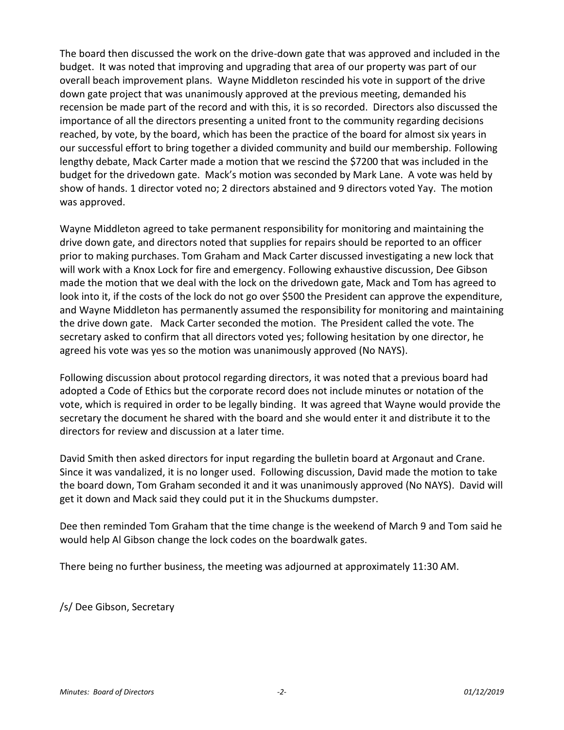The board then discussed the work on the drive-down gate that was approved and included in the budget. It was noted that improving and upgrading that area of our property was part of our overall beach improvement plans. Wayne Middleton rescinded his vote in support of the drive down gate project that was unanimously approved at the previous meeting, demanded his recension be made part of the record and with this, it is so recorded. Directors also discussed the importance of all the directors presenting a united front to the community regarding decisions reached, by vote, by the board, which has been the practice of the board for almost six years in our successful effort to bring together a divided community and build our membership. Following lengthy debate, Mack Carter made a motion that we rescind the $7200 that was included in the budget for the drivedown gate. Mack's motion was seconded by Mark Lane. A vote was held by show of hands. 1 director voted no; 2 directors abstained and 9 directors voted Yay. The motion was approved.

Wayne Middleton agreed to take permanent responsibility for monitoring and maintaining the drive down gate, and directors noted that supplies for repairs should be reported to an officer prior to making purchases. Tom Graham and Mack Carter discussed investigating a new lock that will work with a Knox Lock for fire and emergency. Following exhaustive discussion, Dee Gibson made the motion that we deal with the lock on the drivedown gate, Mack and Tom has agreed to look into it, if the costs of the lock do not go over $500 the President can approve the expenditure, and Wayne Middleton has permanently assumed the responsibility for monitoring and maintaining the drive down gate. Mack Carter seconded the motion. The President called the vote. The secretary asked to confirm that all directors voted yes; following hesitation by one director, he agreed his vote was yes so the motion was unanimously approved (No NAYS).

Following discussion about protocol regarding directors, it was noted that a previous board had adopted a Code of Ethics but the corporate record does not include minutes or notation of the vote, which is required in order to be legally binding. It was agreed that Wayne would provide the secretary the document he shared with the board and she would enter it and distribute it to the directors for review and discussion at a later time.

David Smith then asked directors for input regarding the bulletin board at Argonaut and Crane. Since it was vandalized, it is no longer used. Following discussion, David made the motion to take the board down, Tom Graham seconded it and it was unanimously approved (No NAYS). David will get it down and Mack said they could put it in the Shuckums dumpster.

Dee then reminded Tom Graham that the time change is the weekend of March 9 and Tom said he would help Al Gibson change the lock codes on the boardwalk gates.

There being no further business, the meeting was adjourned at approximately 11:30 AM.

/s/ Dee Gibson, Secretary